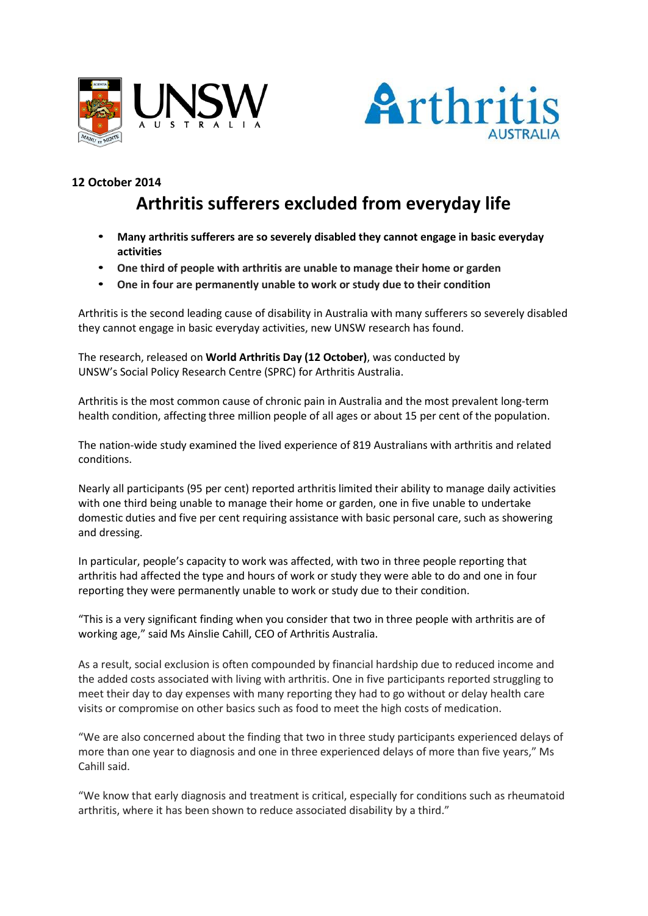**12 October 2014**

# Arthritis sufferers excluded from everyday life

- **Many arthritis sufferers are so severely disabled they cannot engage in basic everyday activities**
- **One third of people with arthritis are unable to manage their home or garden**
- **One in four are permanently unable to work or study due to their condition**

Arthritis is the second leading cause of disability in Australia with many sufferers so severely disabled they cannot engage in basic everyday activities, new UNSW research has found.

The research, released on **World Arthritis Day (12 October)**, was conducted by UNSW's Social Policy Research Centre (SPRC) for Arthritis Australia.

Arthritis is the most common cause of chronic pain in Australia and the most prevalent long-term health condition, affecting three million people of all ages or about 15 per cent of the population.

The nation-wide study examined the lived experience of 819 Australians with arthritis and related conditions.

Nearly all participants (95 per cent) reported arthritis limited their ability to manage daily activities with one third being unable to manage their home or garden, one in five unable to undertake domestic duties and five per cent requiring assistance with basic personal care, such as showering and dressing.

In particular, people's capacity to work was affected, with two in three people reporting that arthritis had affected the type and hours of work or study they were able to do and one in four reporting they were permanently unable to work or study due to their condition.

"This is a very significant finding when you consider that two in three people with arthritis are of working age," said Ms Ainslie Cahill, CEO of Arthritis Australia.

As a result, social exclusion is often compounded by financial hardship due to reduced income and the added costs associated with living with arthritis. One in five participants reported struggling to meet their day to day expenses with many reporting they had to go without or delay health care visits or compromise on other basics such as food to meet the high costs of medication.

"We are also concerned about the finding that two in three study participants experienced delays of more than one year to diagnosis and one in three experienced delays of more than five years," Ms Cahill said.

"We know that early diagnosis and treatment is critical, especially for conditions such as rheumatoid arthritis, where it has been shown to reduce associated disability by a third."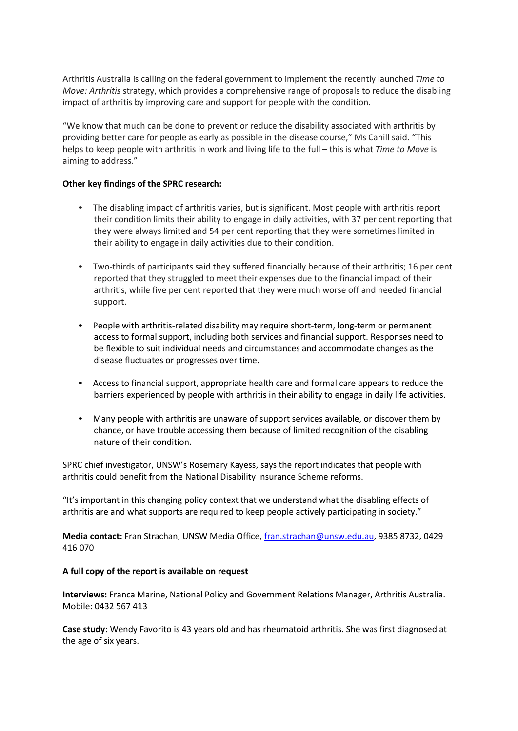Arthritis Australia is calling on the federal government to implement the recently launched *Time to Move: Arthritis* strategy, which provides a comprehensive range of proposals to reduce the disabling impact of arthritis by improving care and support for people with the condition.

"We know that much can be done to prevent or reduce the disability associated with arthritis by providing better care for people as early as possible in the disease course," Ms Cahill said. "This helps to keep people with arthritis in work and living life to the full – this is what *Time to Move* is aiming to address."

**Other key findings of the SPRC research:**

- The disabling impact of arthritis varies, but is significant. Most people with arthritis report their condition limits their ability to engage in daily activities, with 37 per cent reporting that they were always limited and 54 per cent reporting that they were sometimes limited in their ability to engage in daily activities due to their condition.
- Two-thirds of participants said they suffered financially because of their arthritis; 16 per cent reported that they struggled to meet their expenses due to the financial impact of their arthritis, while five per cent reported that they were much worse off and needed financial support.
- People with arthritis-related disability may require short-term, long-term or permanent access to formal support, including both services and financial support. Responses need to be flexible to suit individual needs and circumstances and accommodate changes as the disease fluctuates or progresses over time.
- Access to financial support, appropriate health care and formal care appears to reduce the barriers experienced by people with arthritis in their ability to engage in daily life activities.
- Many people with arthritis are unaware of support services available, or discover them by chance, or have trouble accessing them because of limited recognition of the disabling nature of their condition.

SPRC chief investigator, UNSW's Rosemary Kayess, says the report indicates that people with arthritis could benefit from the National Disability Insurance Scheme reforms.

"It's important in this changing policy context that we understand what the disabling effects of arthritis are and what supports are required to keep people actively participating in society."

**Media contact:** Fran Strachan, UNSW Media Office, fran.strachan@unsw.edu.au, 9385 8732, 0429 416 070

**A full copy of the report is available on request**

**Interviews:** Franca Marine, National Policy and Government Relations Manager, Arthritis Australia. Mobile: 0432 567 413

**Case study:** Wendy Favorito is 43 years old and has rheumatoid arthritis. She was first diagnosed at the age of six years.